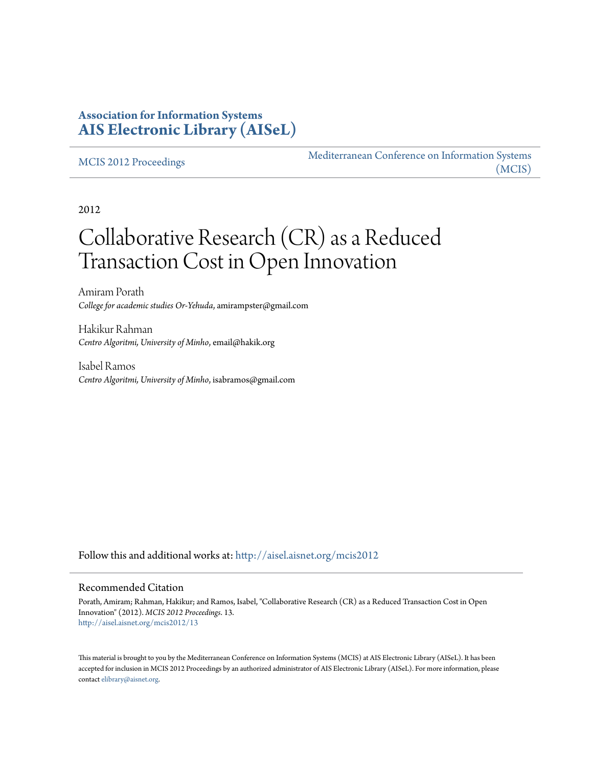**Association for Information Systems**
**[AIS Electronic Library (AISeL)](http://aisel.aisnet.org)**

MCIS 2012 Proceedings | Mediterranean Conference on Information Systems (MCIS)

2012

# Collaborative Research (CR) as a Reduced Transaction Cost in Open Innovation

Amiram Porath
*College for academic studies Or-Yehuda*, amirampster@gmail.com

Hakikur Rahman
*Centro Algoritmi, University of Minho*, email@hakik.org

Isabel Ramos
*Centro Algoritmi, University of Minho*, isabramos@gmail.com

Follow this and additional works at: http://aisel.aisnet.org/mcis2012

## Recommended Citation

Porath, Amiram; Rahman, Hakikur; and Ramos, Isabel, "Collaborative Research (CR) as a Reduced Transaction Cost in Open Innovation" (2012). *MCIS 2012 Proceedings*. 13.
http://aisel.aisnet.org/mcis2012/13

This material is brought to you by the Mediterranean Conference on Information Systems (MCIS) at AIS Electronic Library (AISeL). It has been accepted for inclusion in MCIS 2012 Proceedings by an authorized administrator of AIS Electronic Library (AISeL). For more information, please contact elibrary@aisnet.org.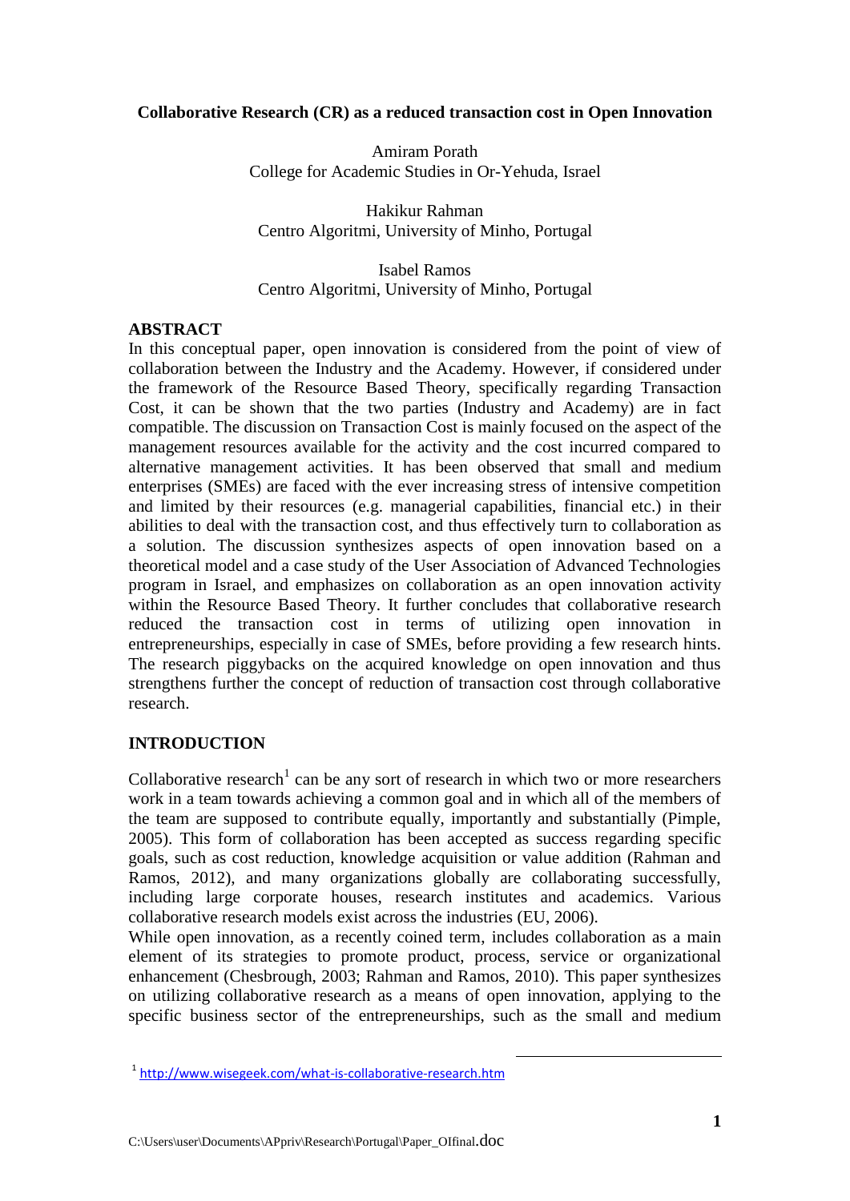**Collaborative Research (CR) as a reduced transaction cost in Open Innovation**

Amiram Porath
College for Academic Studies in Or-Yehuda, Israel

Hakikur Rahman
Centro Algoritmi, University of Minho, Portugal

Isabel Ramos
Centro Algoritmi, University of Minho, Portugal

## ABSTRACT

In this conceptual paper, open innovation is considered from the point of view of collaboration between the Industry and the Academy. However, if considered under the framework of the Resource Based Theory, specifically regarding Transaction Cost, it can be shown that the two parties (Industry and Academy) are in fact compatible. The discussion on Transaction Cost is mainly focused on the aspect of the management resources available for the activity and the cost incurred compared to alternative management activities. It has been observed that small and medium enterprises (SMEs) are faced with the ever increasing stress of intensive competition and limited by their resources (e.g. managerial capabilities, financial etc.) in their abilities to deal with the transaction cost, and thus effectively turn to collaboration as a solution. The discussion synthesizes aspects of open innovation based on a theoretical model and a case study of the User Association of Advanced Technologies program in Israel, and emphasizes on collaboration as an open innovation activity within the Resource Based Theory. It further concludes that collaborative research reduced the transaction cost in terms of utilizing open innovation in entrepreneurships, especially in case of SMEs, before providing a few research hints. The research piggybacks on the acquired knowledge on open innovation and thus strengthens further the concept of reduction of transaction cost through collaborative research.

## INTRODUCTION

Collaborative research[1] can be any sort of research in which two or more researchers work in a team towards achieving a common goal and in which all of the members of the team are supposed to contribute equally, importantly and substantially (Pimple, 2005). This form of collaboration has been accepted as success regarding specific goals, such as cost reduction, knowledge acquisition or value addition (Rahman and Ramos, 2012), and many organizations globally are collaborating successfully, including large corporate houses, research institutes and academics. Various collaborative research models exist across the industries (EU, 2006).

While open innovation, as a recently coined term, includes collaboration as a main element of its strategies to promote product, process, service or organizational enhancement (Chesbrough, 2003; Rahman and Ramos, 2010). This paper synthesizes on utilizing collaborative research as a means of open innovation, applying to the specific business sector of the entrepreneurships, such as the small and medium

[1] http://www.wisegeek.com/what-is-collaborative-research.htm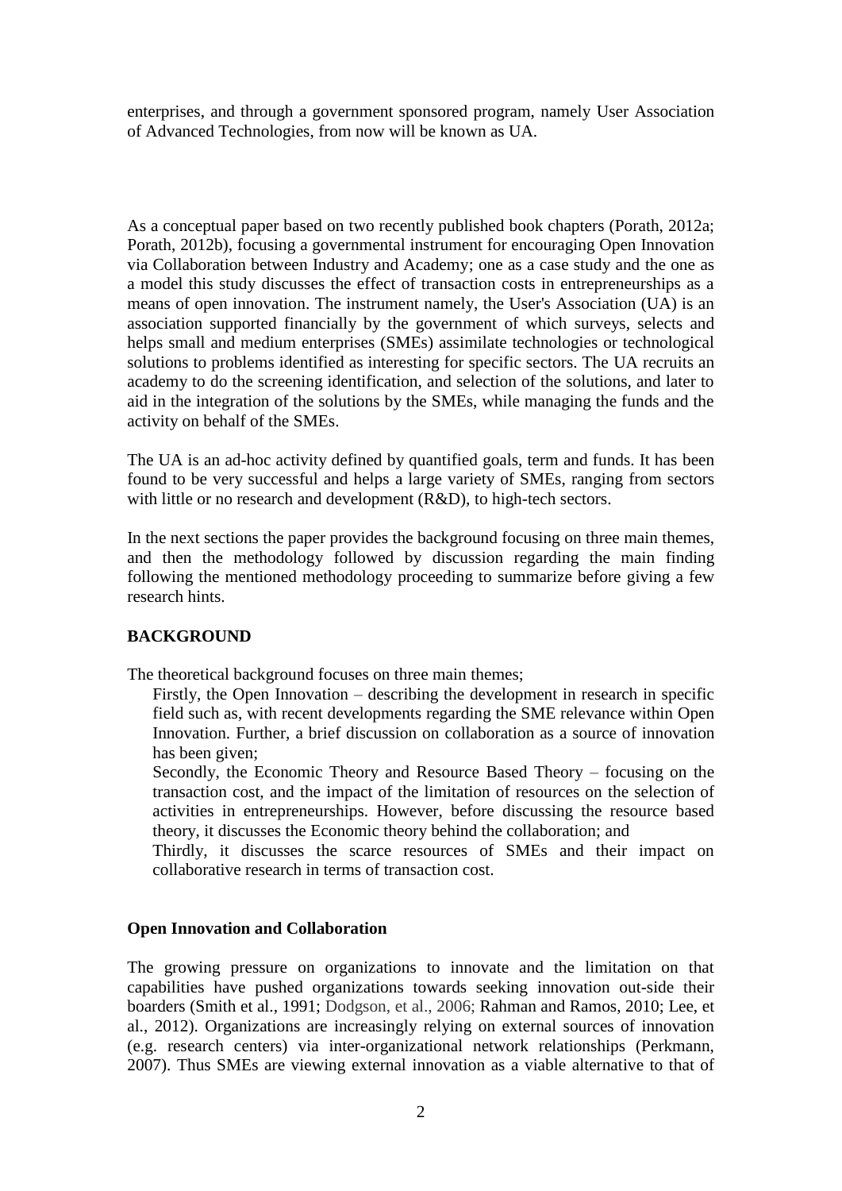enterprises, and through a government sponsored program, namely User Association of Advanced Technologies, from now will be known as UA.

As a conceptual paper based on two recently published book chapters (Porath, 2012a; Porath, 2012b), focusing a governmental instrument for encouraging Open Innovation via Collaboration between Industry and Academy; one as a case study and the one as a model this study discusses the effect of transaction costs in entrepreneurships as a means of open innovation. The instrument namely, the User's Association (UA) is an association supported financially by the government of which surveys, selects and helps small and medium enterprises (SMEs) assimilate technologies or technological solutions to problems identified as interesting for specific sectors. The UA recruits an academy to do the screening identification, and selection of the solutions, and later to aid in the integration of the solutions by the SMEs, while managing the funds and the activity on behalf of the SMEs.

The UA is an ad-hoc activity defined by quantified goals, term and funds. It has been found to be very successful and helps a large variety of SMEs, ranging from sectors with little or no research and development (R&D), to high-tech sectors.

In the next sections the paper provides the background focusing on three main themes, and then the methodology followed by discussion regarding the main finding following the mentioned methodology proceeding to summarize before giving a few research hints.

## BACKGROUND

The theoretical background focuses on three main themes;

Firstly, the Open Innovation – describing the development in research in specific field such as, with recent developments regarding the SME relevance within Open Innovation. Further, a brief discussion on collaboration as a source of innovation has been given;

Secondly, the Economic Theory and Resource Based Theory – focusing on the transaction cost, and the impact of the limitation of resources on the selection of activities in entrepreneurships. However, before discussing the resource based theory, it discusses the Economic theory behind the collaboration; and

Thirdly, it discusses the scarce resources of SMEs and their impact on collaborative research in terms of transaction cost.

### Open Innovation and Collaboration

The growing pressure on organizations to innovate and the limitation on that capabilities have pushed organizations towards seeking innovation out-side their boarders (Smith et al., 1991; Dodgson, et al., 2006; Rahman and Ramos, 2010; Lee, et al., 2012). Organizations are increasingly relying on external sources of innovation (e.g. research centers) via inter-organizational network relationships (Perkmann, 2007). Thus SMEs are viewing external innovation as a viable alternative to that of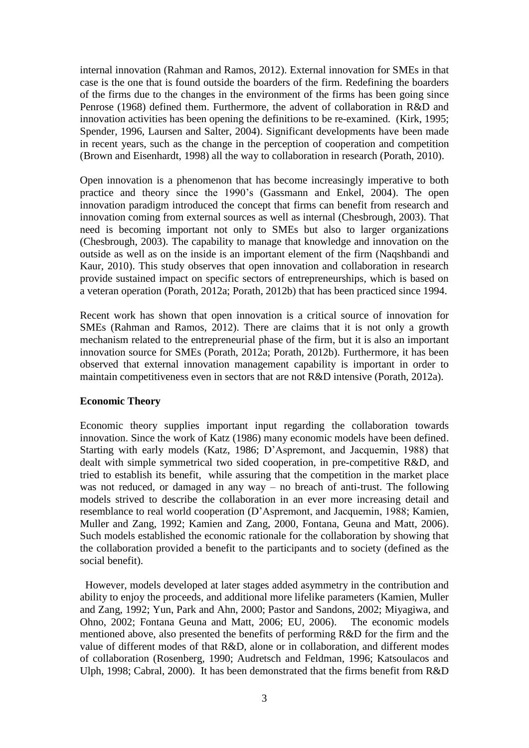internal innovation (Rahman and Ramos, 2012). External innovation for SMEs in that case is the one that is found outside the boarders of the firm. Redefining the boarders of the firms due to the changes in the environment of the firms has been going since Penrose (1968) defined them. Furthermore, the advent of collaboration in R&D and innovation activities has been opening the definitions to be re-examined. (Kirk, 1995; Spender, 1996, Laursen and Salter, 2004). Significant developments have been made in recent years, such as the change in the perception of cooperation and competition (Brown and Eisenhardt, 1998) all the way to collaboration in research (Porath, 2010).

Open innovation is a phenomenon that has become increasingly imperative to both practice and theory since the 1990's (Gassmann and Enkel, 2004). The open innovation paradigm introduced the concept that firms can benefit from research and innovation coming from external sources as well as internal (Chesbrough, 2003). That need is becoming important not only to SMEs but also to larger organizations (Chesbrough, 2003). The capability to manage that knowledge and innovation on the outside as well as on the inside is an important element of the firm (Naqshbandi and Kaur, 2010). This study observes that open innovation and collaboration in research provide sustained impact on specific sectors of entrepreneurships, which is based on a veteran operation (Porath, 2012a; Porath, 2012b) that has been practiced since 1994.

Recent work has shown that open innovation is a critical source of innovation for SMEs (Rahman and Ramos, 2012). There are claims that it is not only a growth mechanism related to the entrepreneurial phase of the firm, but it is also an important innovation source for SMEs (Porath, 2012a; Porath, 2012b). Furthermore, it has been observed that external innovation management capability is important in order to maintain competitiveness even in sectors that are not R&D intensive (Porath, 2012a).

**Economic Theory**

Economic theory supplies important input regarding the collaboration towards innovation. Since the work of Katz (1986) many economic models have been defined. Starting with early models (Katz, 1986; D'Aspremont, and Jacquemin, 1988) that dealt with simple symmetrical two sided cooperation, in pre-competitive R&D, and tried to establish its benefit, while assuring that the competition in the market place was not reduced, or damaged in any way – no breach of anti-trust. The following models strived to describe the collaboration in an ever more increasing detail and resemblance to real world cooperation (D'Aspremont, and Jacquemin, 1988; Kamien, Muller and Zang, 1992; Kamien and Zang, 2000, Fontana, Geuna and Matt, 2006). Such models established the economic rationale for the collaboration by showing that the collaboration provided a benefit to the participants and to society (defined as the social benefit).

However, models developed at later stages added asymmetry in the contribution and ability to enjoy the proceeds, and additional more lifelike parameters (Kamien, Muller and Zang, 1992; Yun, Park and Ahn, 2000; Pastor and Sandons, 2002; Miyagiwa, and Ohno, 2002; Fontana Geuna and Matt, 2006; EU, 2006). The economic models mentioned above, also presented the benefits of performing R&D for the firm and the value of different modes of that R&D, alone or in collaboration, and different modes of collaboration (Rosenberg, 1990; Audretsch and Feldman, 1996; Katsoulacos and Ulph, 1998; Cabral, 2000). It has been demonstrated that the firms benefit from R&D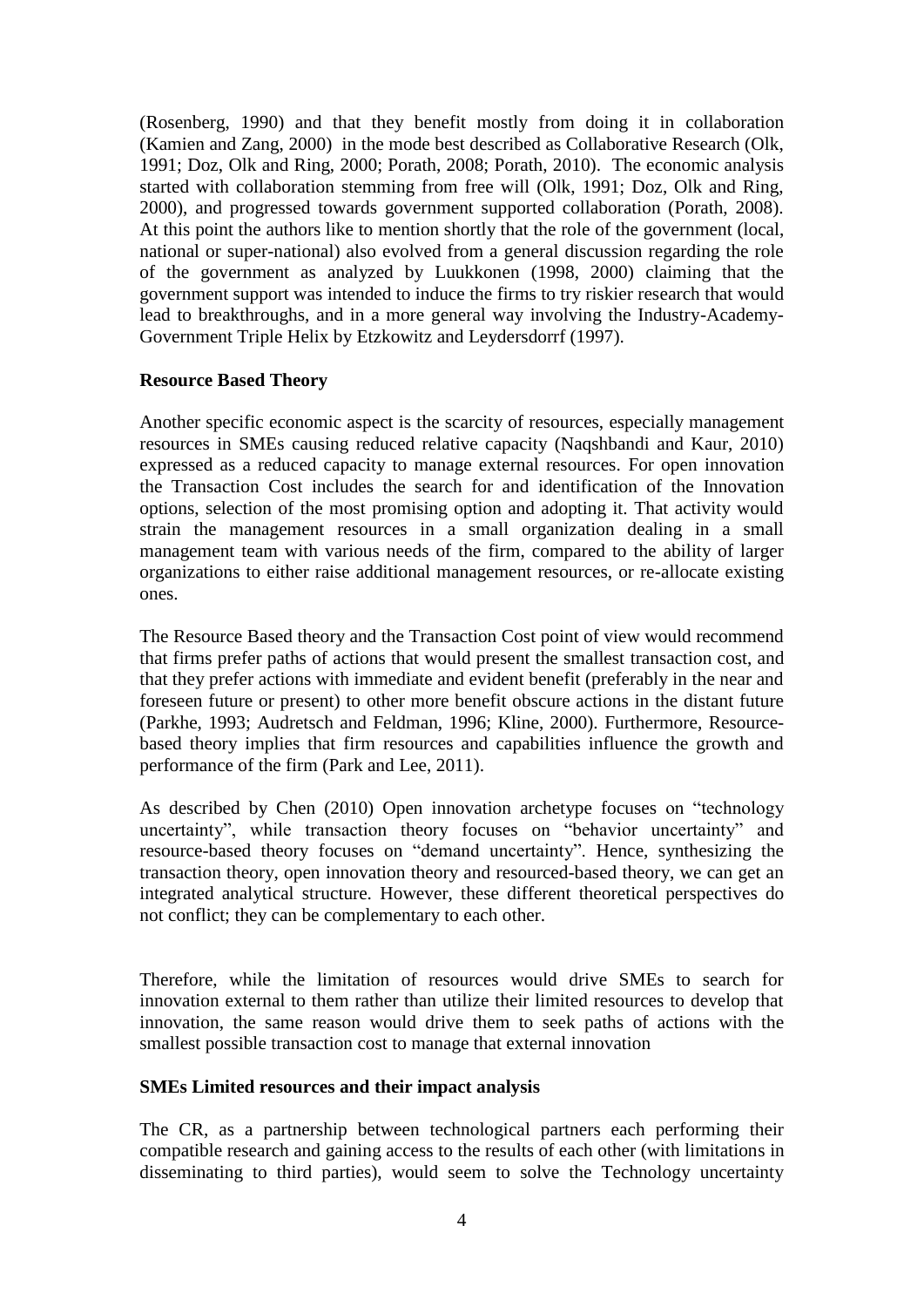(Rosenberg, 1990) and that they benefit mostly from doing it in collaboration (Kamien and Zang, 2000) in the mode best described as Collaborative Research (Olk, 1991; Doz, Olk and Ring, 2000; Porath, 2008; Porath, 2010). The economic analysis started with collaboration stemming from free will (Olk, 1991; Doz, Olk and Ring, 2000), and progressed towards government supported collaboration (Porath, 2008). At this point the authors like to mention shortly that the role of the government (local, national or super-national) also evolved from a general discussion regarding the role of the government as analyzed by Luukkonen (1998, 2000) claiming that the government support was intended to induce the firms to try riskier research that would lead to breakthroughs, and in a more general way involving the Industry-Academy-Government Triple Helix by Etzkowitz and Leydersdorrf (1997).

**Resource Based Theory**

Another specific economic aspect is the scarcity of resources, especially management resources in SMEs causing reduced relative capacity (Naqshbandi and Kaur, 2010) expressed as a reduced capacity to manage external resources. For open innovation the Transaction Cost includes the search for and identification of the Innovation options, selection of the most promising option and adopting it. That activity would strain the management resources in a small organization dealing in a small management team with various needs of the firm, compared to the ability of larger organizations to either raise additional management resources, or re-allocate existing ones.

The Resource Based theory and the Transaction Cost point of view would recommend that firms prefer paths of actions that would present the smallest transaction cost, and that they prefer actions with immediate and evident benefit (preferably in the near and foreseen future or present) to other more benefit obscure actions in the distant future (Parkhe, 1993; Audretsch and Feldman, 1996; Kline, 2000). Furthermore, Resource-based theory implies that firm resources and capabilities influence the growth and performance of the firm (Park and Lee, 2011).

As described by Chen (2010) Open innovation archetype focuses on "technology uncertainty", while transaction theory focuses on "behavior uncertainty" and resource-based theory focuses on "demand uncertainty". Hence, synthesizing the transaction theory, open innovation theory and resourced-based theory, we can get an integrated analytical structure. However, these different theoretical perspectives do not conflict; they can be complementary to each other.

Therefore, while the limitation of resources would drive SMEs to search for innovation external to them rather than utilize their limited resources to develop that innovation, the same reason would drive them to seek paths of actions with the smallest possible transaction cost to manage that external innovation

**SMEs Limited resources and their impact analysis**

The CR, as a partnership between technological partners each performing their compatible research and gaining access to the results of each other (with limitations in disseminating to third parties), would seem to solve the Technology uncertainty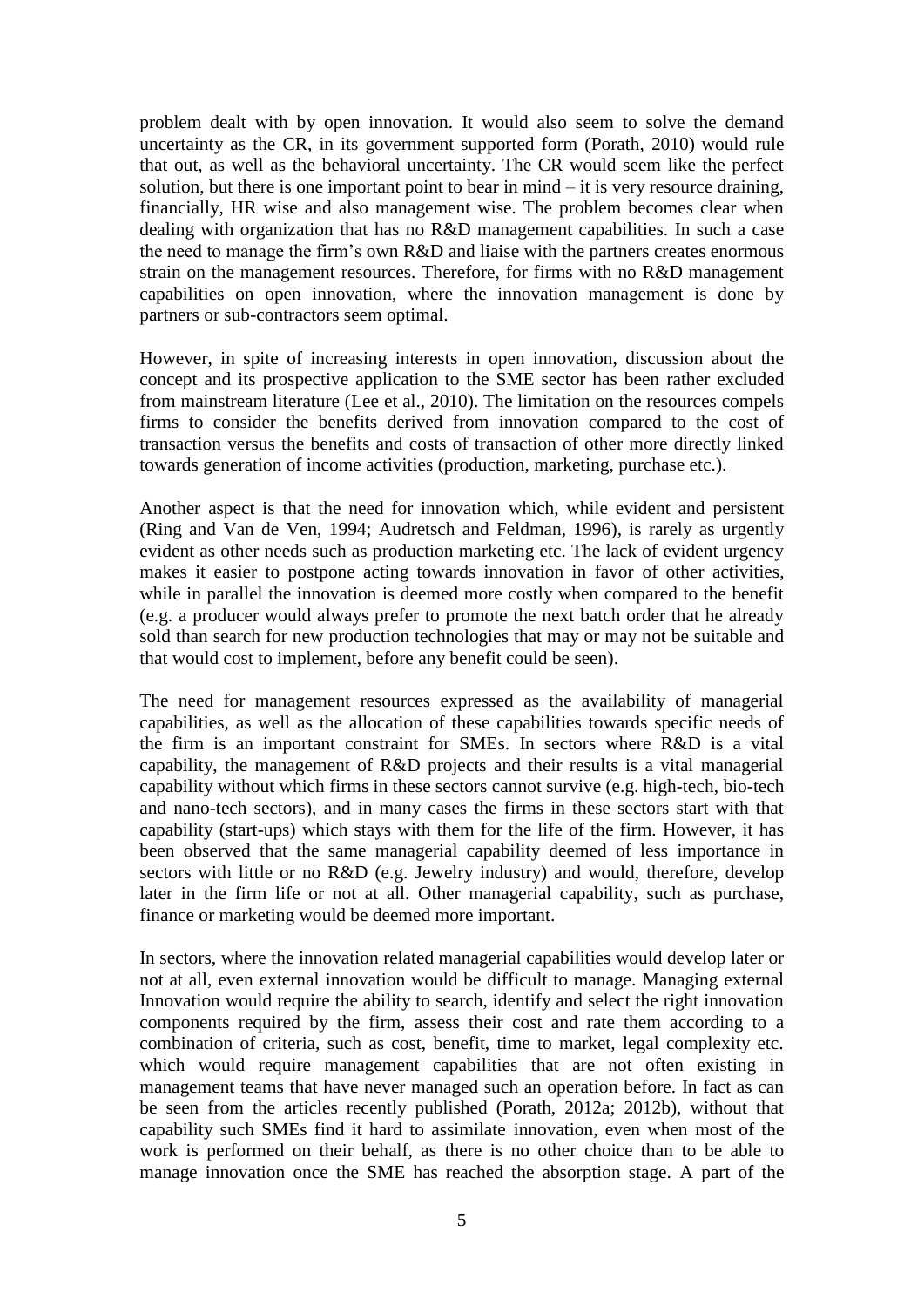problem dealt with by open innovation. It would also seem to solve the demand uncertainty as the CR, in its government supported form (Porath, 2010) would rule that out, as well as the behavioral uncertainty. The CR would seem like the perfect solution, but there is one important point to bear in mind – it is very resource draining, financially, HR wise and also management wise. The problem becomes clear when dealing with organization that has no R&D management capabilities. In such a case the need to manage the firm's own R&D and liaise with the partners creates enormous strain on the management resources. Therefore, for firms with no R&D management capabilities on open innovation, where the innovation management is done by partners or sub-contractors seem optimal.

However, in spite of increasing interests in open innovation, discussion about the concept and its prospective application to the SME sector has been rather excluded from mainstream literature (Lee et al., 2010). The limitation on the resources compels firms to consider the benefits derived from innovation compared to the cost of transaction versus the benefits and costs of transaction of other more directly linked towards generation of income activities (production, marketing, purchase etc.).

Another aspect is that the need for innovation which, while evident and persistent (Ring and Van de Ven, 1994; Audretsch and Feldman, 1996), is rarely as urgently evident as other needs such as production marketing etc. The lack of evident urgency makes it easier to postpone acting towards innovation in favor of other activities, while in parallel the innovation is deemed more costly when compared to the benefit (e.g. a producer would always prefer to promote the next batch order that he already sold than search for new production technologies that may or may not be suitable and that would cost to implement, before any benefit could be seen).

The need for management resources expressed as the availability of managerial capabilities, as well as the allocation of these capabilities towards specific needs of the firm is an important constraint for SMEs. In sectors where R&D is a vital capability, the management of R&D projects and their results is a vital managerial capability without which firms in these sectors cannot survive (e.g. high-tech, bio-tech and nano-tech sectors), and in many cases the firms in these sectors start with that capability (start-ups) which stays with them for the life of the firm. However, it has been observed that the same managerial capability deemed of less importance in sectors with little or no R&D (e.g. Jewelry industry) and would, therefore, develop later in the firm life or not at all. Other managerial capability, such as purchase, finance or marketing would be deemed more important.

In sectors, where the innovation related managerial capabilities would develop later or not at all, even external innovation would be difficult to manage. Managing external Innovation would require the ability to search, identify and select the right innovation components required by the firm, assess their cost and rate them according to a combination of criteria, such as cost, benefit, time to market, legal complexity etc. which would require management capabilities that are not often existing in management teams that have never managed such an operation before. In fact as can be seen from the articles recently published (Porath, 2012a; 2012b), without that capability such SMEs find it hard to assimilate innovation, even when most of the work is performed on their behalf, as there is no other choice than to be able to manage innovation once the SME has reached the absorption stage. A part of the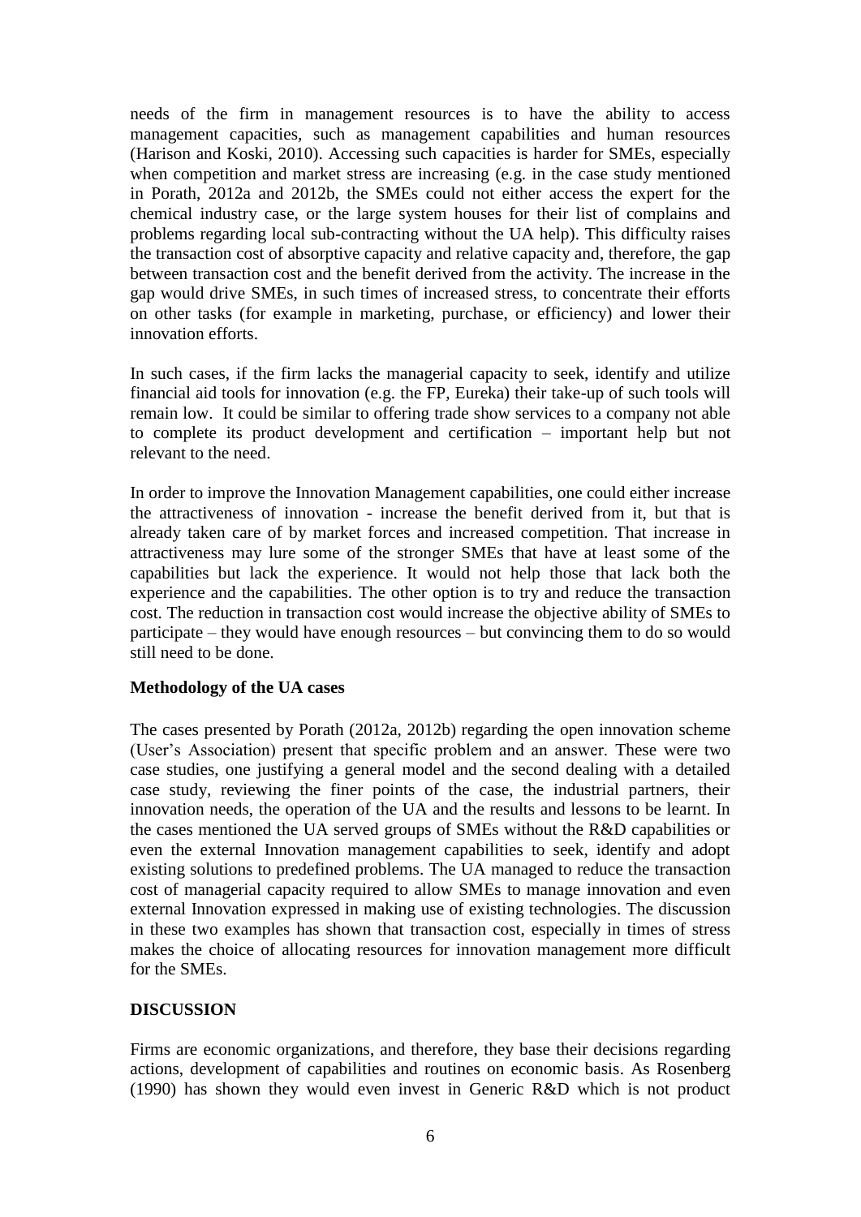needs of the firm in management resources is to have the ability to access management capacities, such as management capabilities and human resources (Harison and Koski, 2010). Accessing such capacities is harder for SMEs, especially when competition and market stress are increasing (e.g. in the case study mentioned in Porath, 2012a and 2012b, the SMEs could not either access the expert for the chemical industry case, or the large system houses for their list of complains and problems regarding local sub-contracting without the UA help). This difficulty raises the transaction cost of absorptive capacity and relative capacity and, therefore, the gap between transaction cost and the benefit derived from the activity. The increase in the gap would drive SMEs, in such times of increased stress, to concentrate their efforts on other tasks (for example in marketing, purchase, or efficiency) and lower their innovation efforts.

In such cases, if the firm lacks the managerial capacity to seek, identify and utilize financial aid tools for innovation (e.g. the FP, Eureka) their take-up of such tools will remain low. It could be similar to offering trade show services to a company not able to complete its product development and certification – important help but not relevant to the need.

In order to improve the Innovation Management capabilities, one could either increase the attractiveness of innovation - increase the benefit derived from it, but that is already taken care of by market forces and increased competition. That increase in attractiveness may lure some of the stronger SMEs that have at least some of the capabilities but lack the experience. It would not help those that lack both the experience and the capabilities. The other option is to try and reduce the transaction cost. The reduction in transaction cost would increase the objective ability of SMEs to participate – they would have enough resources – but convincing them to do so would still need to be done.

**Methodology of the UA cases**

The cases presented by Porath (2012a, 2012b) regarding the open innovation scheme (User's Association) present that specific problem and an answer. These were two case studies, one justifying a general model and the second dealing with a detailed case study, reviewing the finer points of the case, the industrial partners, their innovation needs, the operation of the UA and the results and lessons to be learnt. In the cases mentioned the UA served groups of SMEs without the R&D capabilities or even the external Innovation management capabilities to seek, identify and adopt existing solutions to predefined problems. The UA managed to reduce the transaction cost of managerial capacity required to allow SMEs to manage innovation and even external Innovation expressed in making use of existing technologies. The discussion in these two examples has shown that transaction cost, especially in times of stress makes the choice of allocating resources for innovation management more difficult for the SMEs.

## DISCUSSION

Firms are economic organizations, and therefore, they base their decisions regarding actions, development of capabilities and routines on economic basis. As Rosenberg (1990) has shown they would even invest in Generic R&D which is not product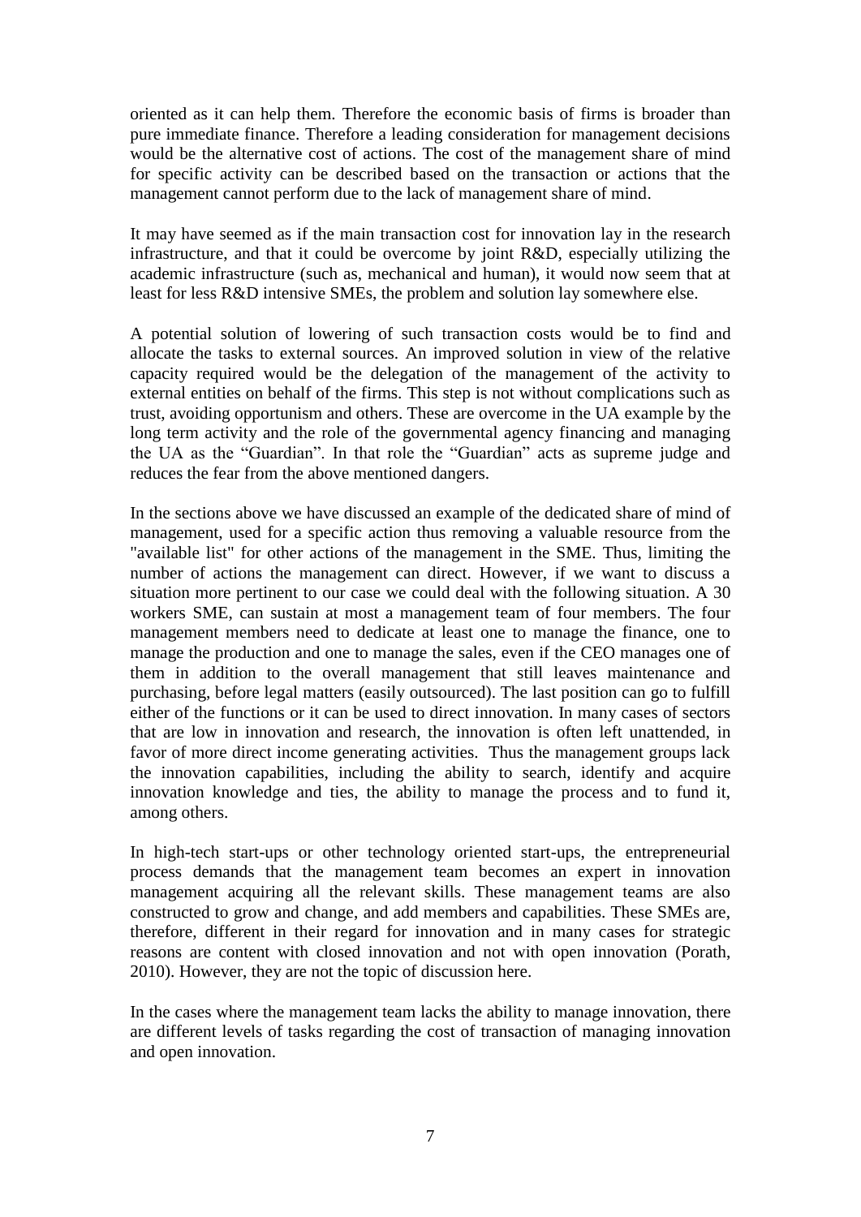oriented as it can help them. Therefore the economic basis of firms is broader than pure immediate finance. Therefore a leading consideration for management decisions would be the alternative cost of actions. The cost of the management share of mind for specific activity can be described based on the transaction or actions that the management cannot perform due to the lack of management share of mind.

It may have seemed as if the main transaction cost for innovation lay in the research infrastructure, and that it could be overcome by joint R&D, especially utilizing the academic infrastructure (such as, mechanical and human), it would now seem that at least for less R&D intensive SMEs, the problem and solution lay somewhere else.

A potential solution of lowering of such transaction costs would be to find and allocate the tasks to external sources. An improved solution in view of the relative capacity required would be the delegation of the management of the activity to external entities on behalf of the firms. This step is not without complications such as trust, avoiding opportunism and others. These are overcome in the UA example by the long term activity and the role of the governmental agency financing and managing the UA as the "Guardian". In that role the "Guardian" acts as supreme judge and reduces the fear from the above mentioned dangers.

In the sections above we have discussed an example of the dedicated share of mind of management, used for a specific action thus removing a valuable resource from the "available list" for other actions of the management in the SME. Thus, limiting the number of actions the management can direct. However, if we want to discuss a situation more pertinent to our case we could deal with the following situation. A 30 workers SME, can sustain at most a management team of four members. The four management members need to dedicate at least one to manage the finance, one to manage the production and one to manage the sales, even if the CEO manages one of them in addition to the overall management that still leaves maintenance and purchasing, before legal matters (easily outsourced). The last position can go to fulfill either of the functions or it can be used to direct innovation. In many cases of sectors that are low in innovation and research, the innovation is often left unattended, in favor of more direct income generating activities. Thus the management groups lack the innovation capabilities, including the ability to search, identify and acquire innovation knowledge and ties, the ability to manage the process and to fund it, among others.

In high-tech start-ups or other technology oriented start-ups, the entrepreneurial process demands that the management team becomes an expert in innovation management acquiring all the relevant skills. These management teams are also constructed to grow and change, and add members and capabilities. These SMEs are, therefore, different in their regard for innovation and in many cases for strategic reasons are content with closed innovation and not with open innovation (Porath, 2010). However, they are not the topic of discussion here.

In the cases where the management team lacks the ability to manage innovation, there are different levels of tasks regarding the cost of transaction of managing innovation and open innovation.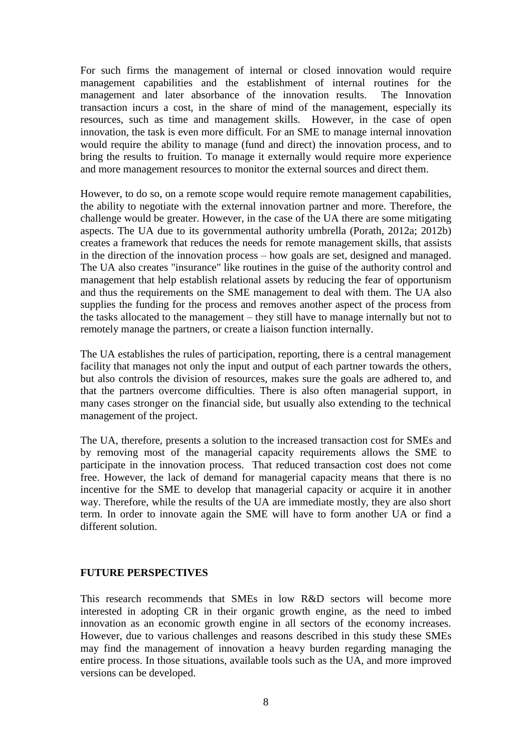For such firms the management of internal or closed innovation would require management capabilities and the establishment of internal routines for the management and later absorbance of the innovation results. The Innovation transaction incurs a cost, in the share of mind of the management, especially its resources, such as time and management skills. However, in the case of open innovation, the task is even more difficult. For an SME to manage internal innovation would require the ability to manage (fund and direct) the innovation process, and to bring the results to fruition. To manage it externally would require more experience and more management resources to monitor the external sources and direct them.

However, to do so, on a remote scope would require remote management capabilities, the ability to negotiate with the external innovation partner and more. Therefore, the challenge would be greater. However, in the case of the UA there are some mitigating aspects. The UA due to its governmental authority umbrella (Porath, 2012a; 2012b) creates a framework that reduces the needs for remote management skills, that assists in the direction of the innovation process – how goals are set, designed and managed. The UA also creates "insurance" like routines in the guise of the authority control and management that help establish relational assets by reducing the fear of opportunism and thus the requirements on the SME management to deal with them. The UA also supplies the funding for the process and removes another aspect of the process from the tasks allocated to the management – they still have to manage internally but not to remotely manage the partners, or create a liaison function internally.

The UA establishes the rules of participation, reporting, there is a central management facility that manages not only the input and output of each partner towards the others, but also controls the division of resources, makes sure the goals are adhered to, and that the partners overcome difficulties. There is also often managerial support, in many cases stronger on the financial side, but usually also extending to the technical management of the project.

The UA, therefore, presents a solution to the increased transaction cost for SMEs and by removing most of the managerial capacity requirements allows the SME to participate in the innovation process. That reduced transaction cost does not come free. However, the lack of demand for managerial capacity means that there is no incentive for the SME to develop that managerial capacity or acquire it in another way. Therefore, while the results of the UA are immediate mostly, they are also short term. In order to innovate again the SME will have to form another UA or find a different solution.

## FUTURE PERSPECTIVES

This research recommends that SMEs in low R&D sectors will become more interested in adopting CR in their organic growth engine, as the need to imbed innovation as an economic growth engine in all sectors of the economy increases. However, due to various challenges and reasons described in this study these SMEs may find the management of innovation a heavy burden regarding managing the entire process. In those situations, available tools such as the UA, and more improved versions can be developed.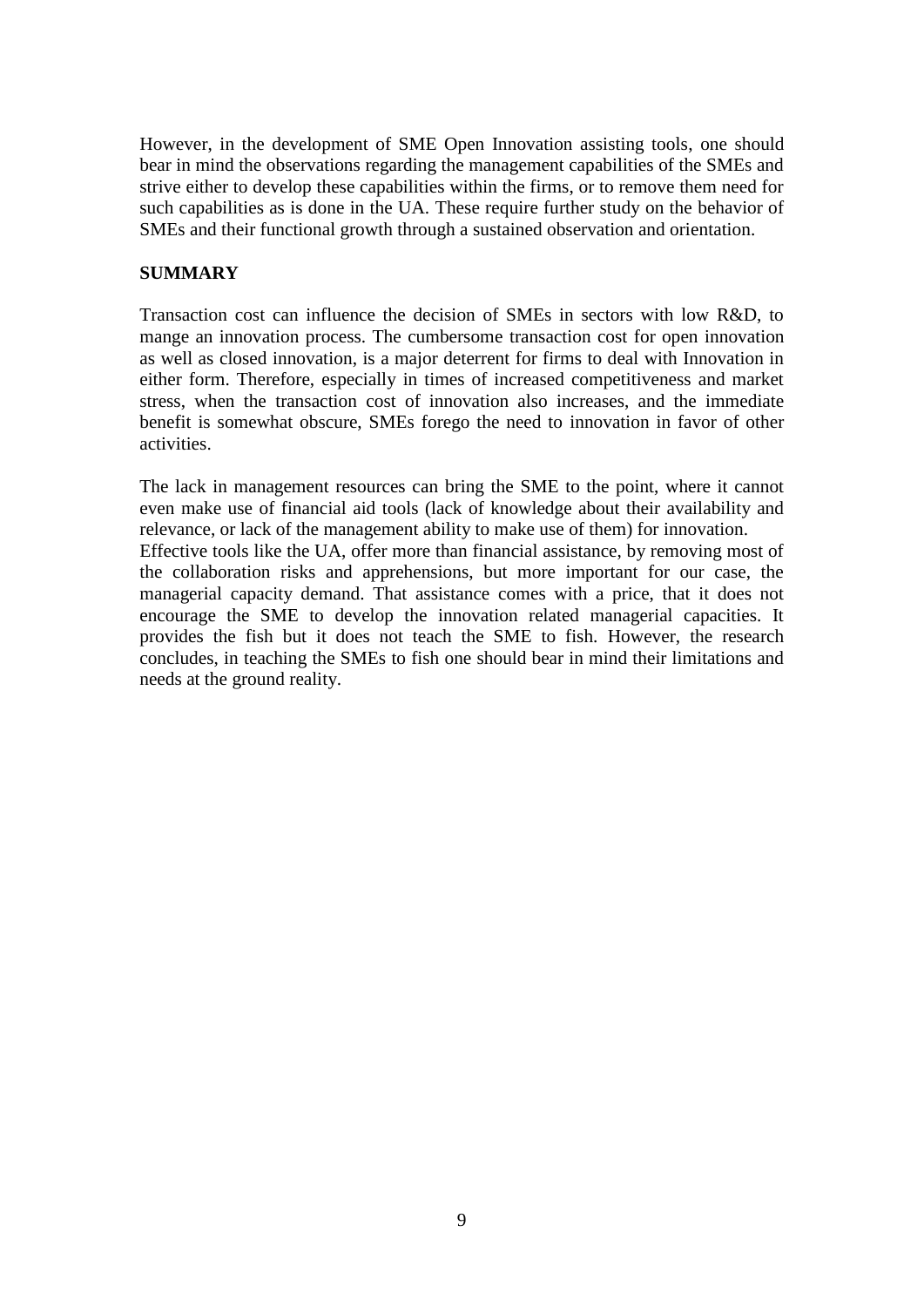However, in the development of SME Open Innovation assisting tools, one should bear in mind the observations regarding the management capabilities of the SMEs and strive either to develop these capabilities within the firms, or to remove them need for such capabilities as is done in the UA. These require further study on the behavior of SMEs and their functional growth through a sustained observation and orientation.

**SUMMARY**

Transaction cost can influence the decision of SMEs in sectors with low R&D, to mange an innovation process. The cumbersome transaction cost for open innovation as well as closed innovation, is a major deterrent for firms to deal with Innovation in either form. Therefore, especially in times of increased competitiveness and market stress, when the transaction cost of innovation also increases, and the immediate benefit is somewhat obscure, SMEs forego the need to innovation in favor of other activities.

The lack in management resources can bring the SME to the point, where it cannot even make use of financial aid tools (lack of knowledge about their availability and relevance, or lack of the management ability to make use of them) for innovation.
Effective tools like the UA, offer more than financial assistance, by removing most of the collaboration risks and apprehensions, but more important for our case, the managerial capacity demand. That assistance comes with a price, that it does not encourage the SME to develop the innovation related managerial capacities. It provides the fish but it does not teach the SME to fish. However, the research concludes, in teaching the SMEs to fish one should bear in mind their limitations and needs at the ground reality.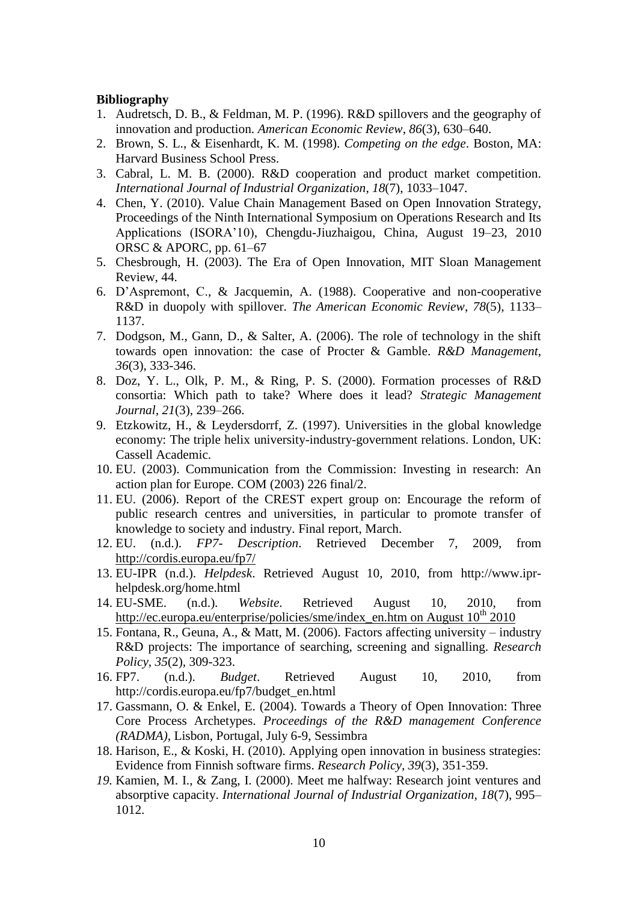**Bibliography**

1. Audretsch, D. B., & Feldman, M. P. (1996). R&D spillovers and the geography of innovation and production. *American Economic Review*, *86*(3), 630–640.
2. Brown, S. L., & Eisenhardt, K. M. (1998). *Competing on the edge*. Boston, MA: Harvard Business School Press.
3. Cabral, L. M. B. (2000). R&D cooperation and product market competition. *International Journal of Industrial Organization*, *18*(7), 1033–1047.
4. Chen, Y. (2010). Value Chain Management Based on Open Innovation Strategy, Proceedings of the Ninth International Symposium on Operations Research and Its Applications (ISORA'10), Chengdu-Jiuzhaigou, China, August 19–23, 2010 ORSC & APORC, pp. 61–67
5. Chesbrough, H. (2003). The Era of Open Innovation, MIT Sloan Management Review, 44.
6. D'Aspremont, C., & Jacquemin, A. (1988). Cooperative and non-cooperative R&D in duopoly with spillover. *The American Economic Review*, *78*(5), 1133–1137.
7. Dodgson, M., Gann, D., & Salter, A. (2006). The role of technology in the shift towards open innovation: the case of Procter & Gamble. *R&D Management*, *36*(3), 333-346.
8. Doz, Y. L., Olk, P. M., & Ring, P. S. (2000). Formation processes of R&D consortia: Which path to take? Where does it lead? *Strategic Management Journal*, *21*(3), 239–266.
9. Etzkowitz, H., & Leydersdorrf, Z. (1997). Universities in the global knowledge economy: The triple helix university-industry-government relations. London, UK: Cassell Academic.
10. EU. (2003). Communication from the Commission: Investing in research: An action plan for Europe. COM (2003) 226 final/2.
11. EU. (2006). Report of the CREST expert group on: Encourage the reform of public research centres and universities, in particular to promote transfer of knowledge to society and industry. Final report, March.
12. EU. (n.d.). *FP7- Description*. Retrieved December 7, 2009, from http://cordis.europa.eu/fp7/
13. EU-IPR (n.d.). *Helpdesk*. Retrieved August 10, 2010, from http://www.ipr-helpdesk.org/home.html
14. EU-SME. (n.d.). *Website*. Retrieved August 10, 2010, from http://ec.europa.eu/enterprise/policies/sme/index_en.htm on August 10th 2010
15. Fontana, R., Geuna, A., & Matt, M. (2006). Factors affecting university – industry R&D projects: The importance of searching, screening and signalling. *Research Policy*, *35*(2), 309-323.
16. FP7. (n.d.). *Budget*. Retrieved August 10, 2010, from http://cordis.europa.eu/fp7/budget_en.html
17. Gassmann, O. & Enkel, E. (2004). Towards a Theory of Open Innovation: Three Core Process Archetypes. *Proceedings of the R&D management Conference (RADMA)*, Lisbon, Portugal, July 6-9, Sessimbra
18. Harison, E., & Koski, H. (2010). Applying open innovation in business strategies: Evidence from Finnish software firms. *Research Policy*, *39*(3), 351-359.
19. Kamien, M. I., & Zang, I. (2000). Meet me halfway: Research joint ventures and absorptive capacity. *International Journal of Industrial Organization*, *18*(7), 995–1012.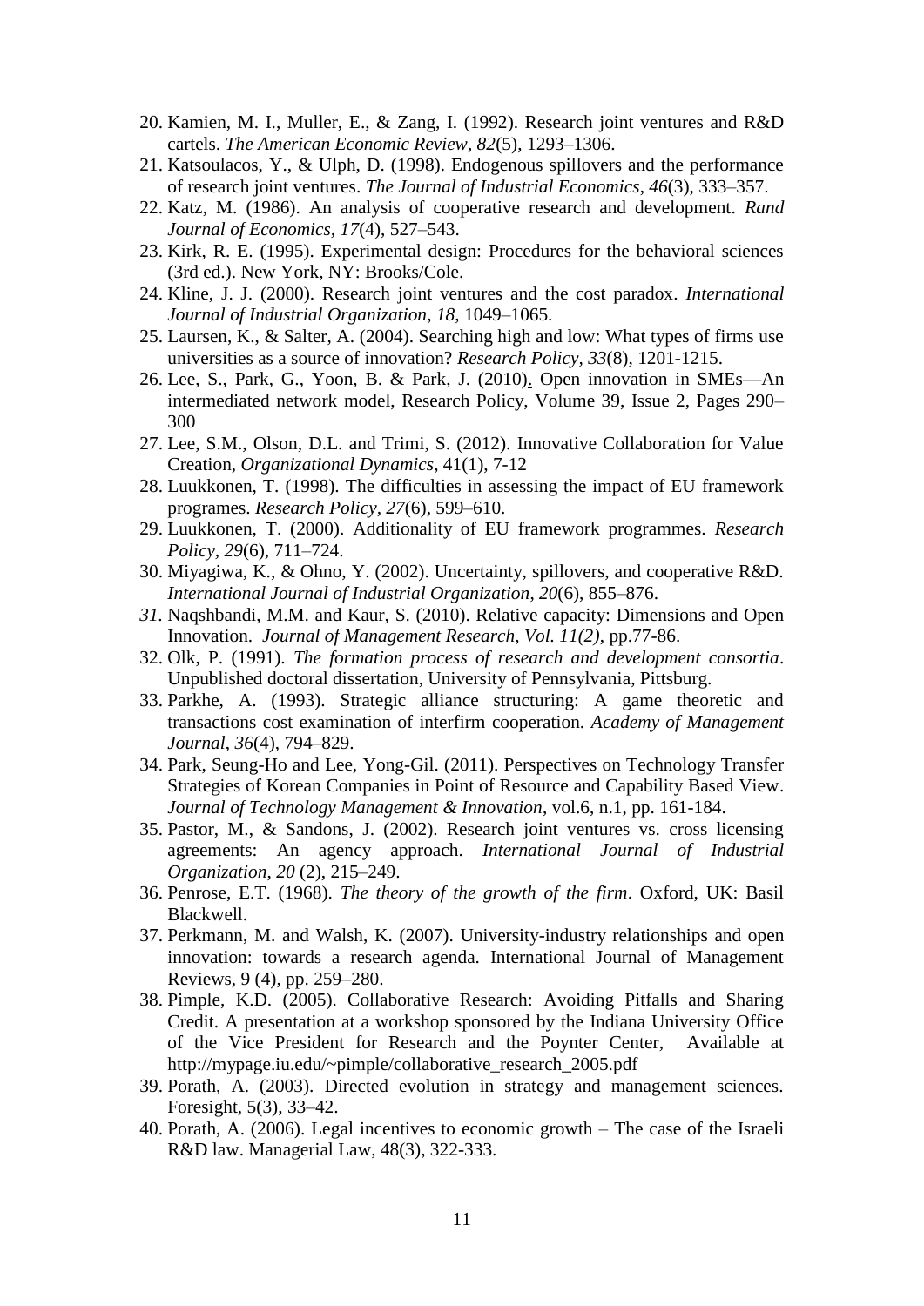20. Kamien, M. I., Muller, E., & Zang, I. (1992). Research joint ventures and R&D cartels. *The American Economic Review, 82*(5), 1293–1306.
21. Katsoulacos, Y., & Ulph, D. (1998). Endogenous spillovers and the performance of research joint ventures. *The Journal of Industrial Economics*, *46*(3), 333–357.
22. Katz, M. (1986). An analysis of cooperative research and development. *Rand Journal of Economics*, *17*(4), 527–543.
23. Kirk, R. E. (1995). Experimental design: Procedures for the behavioral sciences (3rd ed.). New York, NY: Brooks/Cole.
24. Kline, J. J. (2000). Research joint ventures and the cost paradox. *International Journal of Industrial Organization*, *18*, 1049–1065.
25. Laursen, K., & Salter, A. (2004). Searching high and low: What types of firms use universities as a source of innovation? *Research Policy, 33*(8), 1201-1215.
26. Lee, S., Park, G., Yoon, B. & Park, J. (2010). Open innovation in SMEs—An intermediated network model, Research Policy, Volume 39, Issue 2, Pages 290–300
27. Lee, S.M., Olson, D.L. and Trimi, S. (2012). Innovative Collaboration for Value Creation, *Organizational Dynamics*, 41(1), 7-12
28. Luukkonen, T. (1998). The difficulties in assessing the impact of EU framework programes. *Research Policy*, *27*(6), 599–610.
29. Luukkonen, T. (2000). Additionality of EU framework programmes. *Research Policy*, *29*(6), 711–724.
30. Miyagiwa, K., & Ohno, Y. (2002). Uncertainty, spillovers, and cooperative R&D. *International Journal of Industrial Organization*, *20*(6), 855–876.
31. Naqshbandi, M.M. and Kaur, S. (2010). Relative capacity: Dimensions and Open Innovation. *Journal of Management Research, Vol. 11(2)*, pp.77-86.
32. Olk, P. (1991). *The formation process of research and development consortia*. Unpublished doctoral dissertation, University of Pennsylvania, Pittsburg.
33. Parkhe, A. (1993). Strategic alliance structuring: A game theoretic and transactions cost examination of interfirm cooperation. *Academy of Management Journal*, *36*(4), 794–829.
34. Park, Seung-Ho and Lee, Yong-Gil. (2011). Perspectives on Technology Transfer Strategies of Korean Companies in Point of Resource and Capability Based View. *Journal of Technology Management & Innovation*, vol.6, n.1, pp. 161-184.
35. Pastor, M., & Sandons, J. (2002). Research joint ventures vs. cross licensing agreements: An agency approach. *International Journal of Industrial Organization*, *20* (2), 215–249.
36. Penrose, E.T. (1968). *The theory of the growth of the firm*. Oxford, UK: Basil Blackwell.
37. Perkmann, M. and Walsh, K. (2007). University-industry relationships and open innovation: towards a research agenda. International Journal of Management Reviews, 9 (4), pp. 259–280.
38. Pimple, K.D. (2005). Collaborative Research: Avoiding Pitfalls and Sharing Credit. A presentation at a workshop sponsored by the Indiana University Office of the Vice President for Research and the Poynter Center, Available at http://mypage.iu.edu/~pimple/collaborative_research_2005.pdf
39. Porath, A. (2003). Directed evolution in strategy and management sciences. Foresight, 5(3), 33–42.
40. Porath, A. (2006). Legal incentives to economic growth – The case of the Israeli R&D law. Managerial Law, 48(3), 322-333.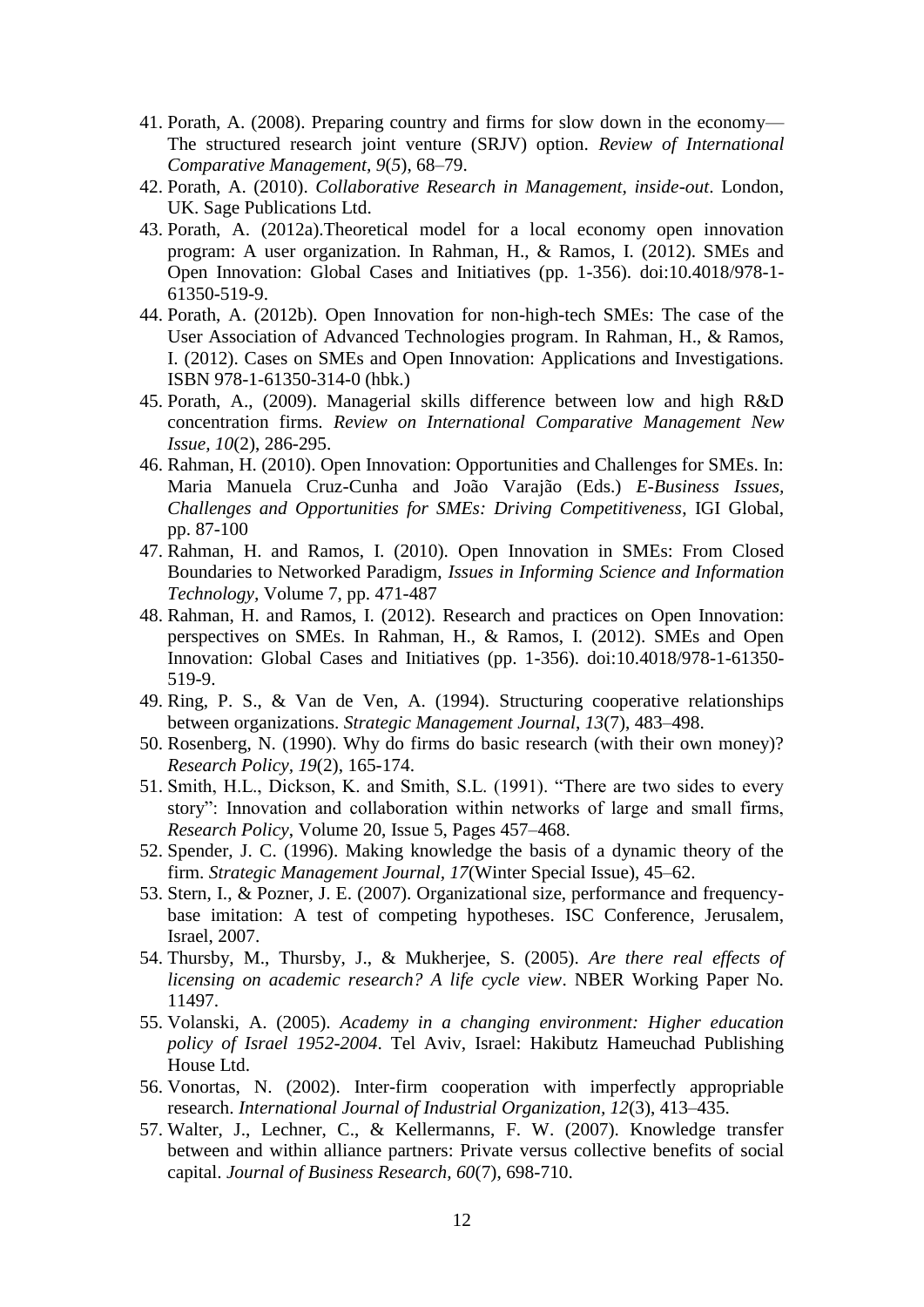41. Porath, A. (2008). Preparing country and firms for slow down in the economy—The structured research joint venture (SRJV) option. *Review of International Comparative Management, 9*(*5*), 68–79.
42. Porath, A. (2010). *Collaborative Research in Management, inside-out*. London, UK. Sage Publications Ltd.
43. Porath, A. (2012a).Theoretical model for a local economy open innovation program: A user organization. In Rahman, H., & Ramos, I. (2012). SMEs and Open Innovation: Global Cases and Initiatives (pp. 1-356). doi:10.4018/978-1-61350-519-9.
44. Porath, A. (2012b). Open Innovation for non-high-tech SMEs: The case of the User Association of Advanced Technologies program. In Rahman, H., & Ramos, I. (2012). Cases on SMEs and Open Innovation: Applications and Investigations. ISBN 978-1-61350-314-0 (hbk.)
45. Porath, A., (2009). Managerial skills difference between low and high R&D concentration firms. *Review on International Comparative Management New Issue, 10*(2), 286-295.
46. Rahman, H. (2010). Open Innovation: Opportunities and Challenges for SMEs. In: Maria Manuela Cruz-Cunha and João Varajão (Eds.) *E-Business Issues, Challenges and Opportunities for SMEs: Driving Competitiveness*, IGI Global, pp. 87-100
47. Rahman, H. and Ramos, I. (2010). Open Innovation in SMEs: From Closed Boundaries to Networked Paradigm, *Issues in Informing Science and Information Technology*, Volume 7, pp. 471-487
48. Rahman, H. and Ramos, I. (2012). Research and practices on Open Innovation: perspectives on SMEs. In Rahman, H., & Ramos, I. (2012). SMEs and Open Innovation: Global Cases and Initiatives (pp. 1-356). doi:10.4018/978-1-61350-519-9.
49. Ring, P. S., & Van de Ven, A. (1994). Structuring cooperative relationships between organizations. *Strategic Management Journal*, *13*(7), 483–498.
50. Rosenberg, N. (1990). Why do firms do basic research (with their own money)? *Research Policy, 19*(2), 165-174.
51. Smith, H.L., Dickson, K. and Smith, S.L. (1991). "There are two sides to every story": Innovation and collaboration within networks of large and small firms, *Research Policy*, Volume 20, Issue 5, Pages 457–468.
52. Spender, J. C. (1996). Making knowledge the basis of a dynamic theory of the firm. *Strategic Management Journal, 17*(Winter Special Issue), 45–62.
53. Stern, I., & Pozner, J. E. (2007). Organizational size, performance and frequency-base imitation: A test of competing hypotheses. ISC Conference, Jerusalem, Israel, 2007.
54. Thursby, M., Thursby, J., & Mukherjee, S. (2005). *Are there real effects of licensing on academic research? A life cycle view*. NBER Working Paper No. 11497.
55. Volanski, A. (2005). *Academy in a changing environment: Higher education policy of Israel 1952-2004*. Tel Aviv, Israel: Hakibutz Hameuchad Publishing House Ltd.
56. Vonortas, N. (2002). Inter-firm cooperation with imperfectly appropriable research. *International Journal of Industrial Organization, 12*(3), 413–435.
57. Walter, J., Lechner, C., & Kellermanns, F. W. (2007). Knowledge transfer between and within alliance partners: Private versus collective benefits of social capital. *Journal of Business Research, 60*(7), 698-710.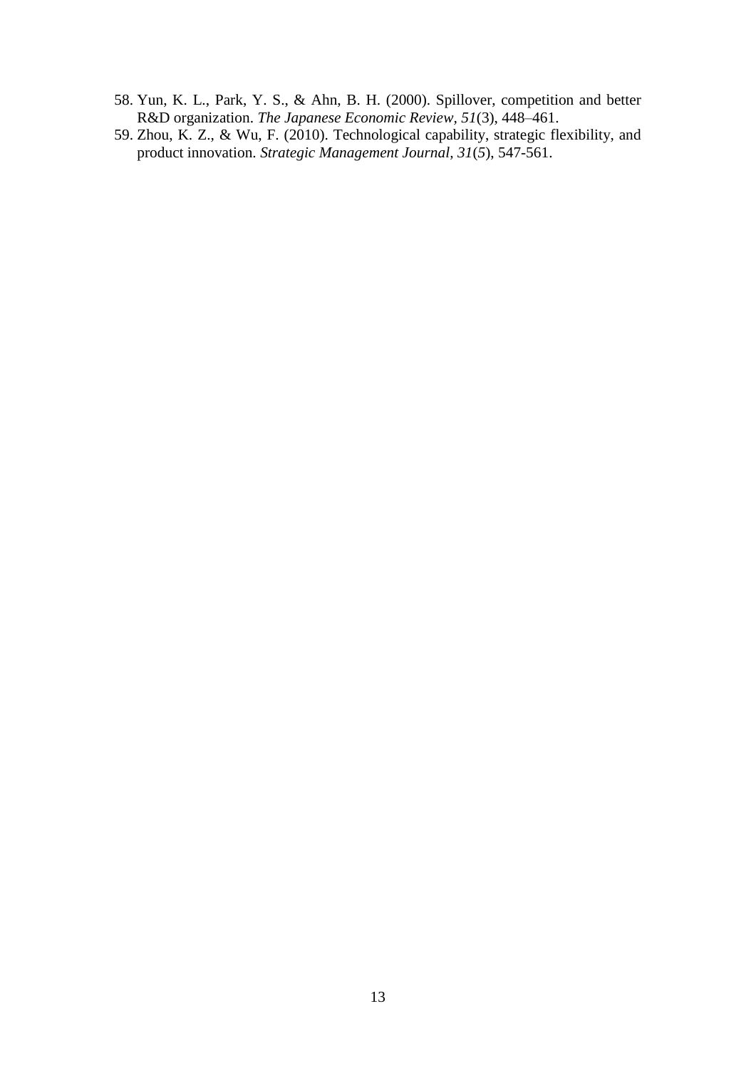58. Yun, K. L., Park, Y. S., & Ahn, B. H. (2000). Spillover, competition and better R&D organization. *The Japanese Economic Review*, *51*(3), 448–461.
59. Zhou, K. Z., & Wu, F. (2010). Technological capability, strategic flexibility, and product innovation. *Strategic Management Journal*, *31*(*5*), 547-561.